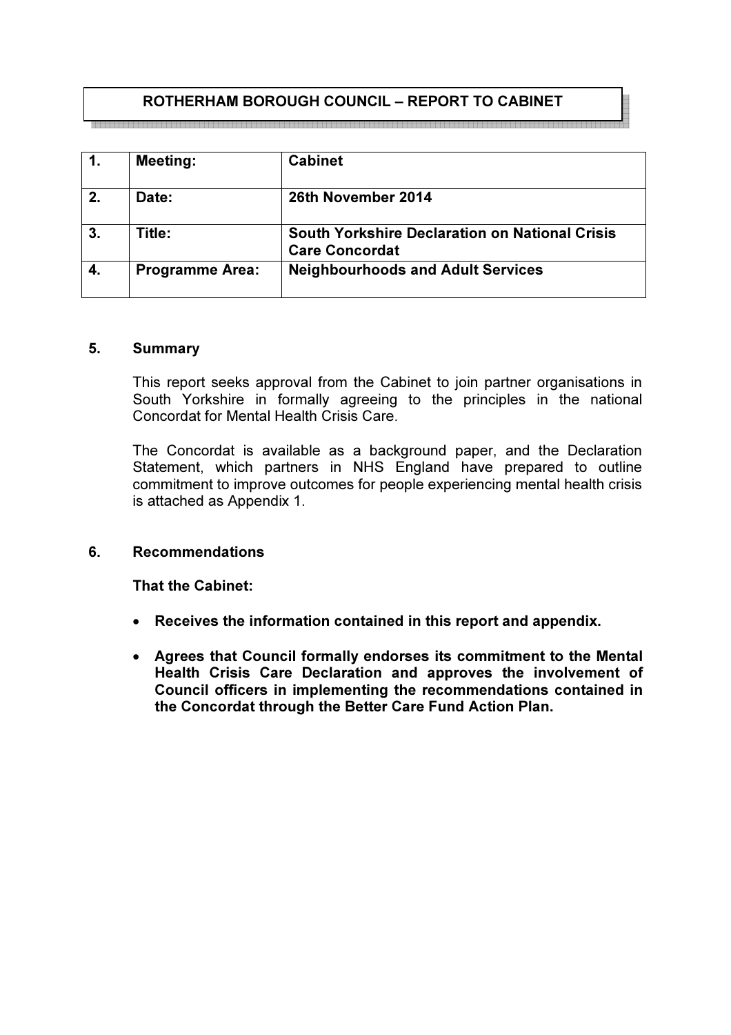# ROTHERHAM BOROUGH COUNCIL – REPORT TO CABINET

| 1. | Meeting: | Cabinet |
|---|---|---|
| 2. | Date: | 26th November 2014 |
| 3. | Title: | South Yorkshire Declaration on National Crisis Care Concordat |
| 4. | Programme Area: | Neighbourhoods and Adult Services |

## 5. Summary

This report seeks approval from the Cabinet to join partner organisations in South Yorkshire in formally agreeing to the principles in the national Concordat for Mental Health Crisis Care.

The Concordat is available as a background paper, and the Declaration Statement, which partners in NHS England have prepared to outline commitment to improve outcomes for people experiencing mental health crisis is attached as Appendix 1.

## 6. Recommendations

**That the Cabinet:**

- **Receives the information contained in this report and appendix.**
- **Agrees that Council formally endorses its commitment to the Mental Health Crisis Care Declaration and approves the involvement of Council officers in implementing the recommendations contained in the Concordat through the Better Care Fund Action Plan.**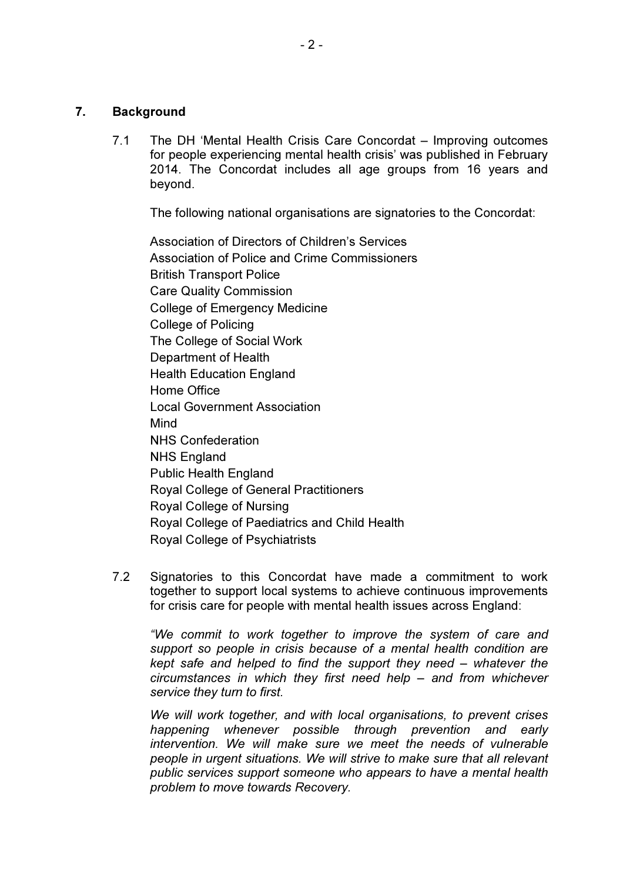## 7. Background

7.1 The DH 'Mental Health Crisis Care Concordat – Improving outcomes for people experiencing mental health crisis' was published in February 2014. The Concordat includes all age groups from 16 years and beyond.

The following national organisations are signatories to the Concordat:

Association of Directors of Children's Services
Association of Police and Crime Commissioners
British Transport Police
Care Quality Commission
College of Emergency Medicine
College of Policing
The College of Social Work
Department of Health
Health Education England
Home Office
Local Government Association
Mind
NHS Confederation
NHS England
Public Health England
Royal College of General Practitioners
Royal College of Nursing
Royal College of Paediatrics and Child Health
Royal College of Psychiatrists

7.2 Signatories to this Concordat have made a commitment to work together to support local systems to achieve continuous improvements for crisis care for people with mental health issues across England:

*"We commit to work together to improve the system of care and support so people in crisis because of a mental health condition are kept safe and helped to find the support they need – whatever the circumstances in which they first need help – and from whichever service they turn to first.*

*We will work together, and with local organisations, to prevent crises happening whenever possible through prevention and early intervention. We will make sure we meet the needs of vulnerable people in urgent situations. We will strive to make sure that all relevant public services support someone who appears to have a mental health problem to move towards Recovery.*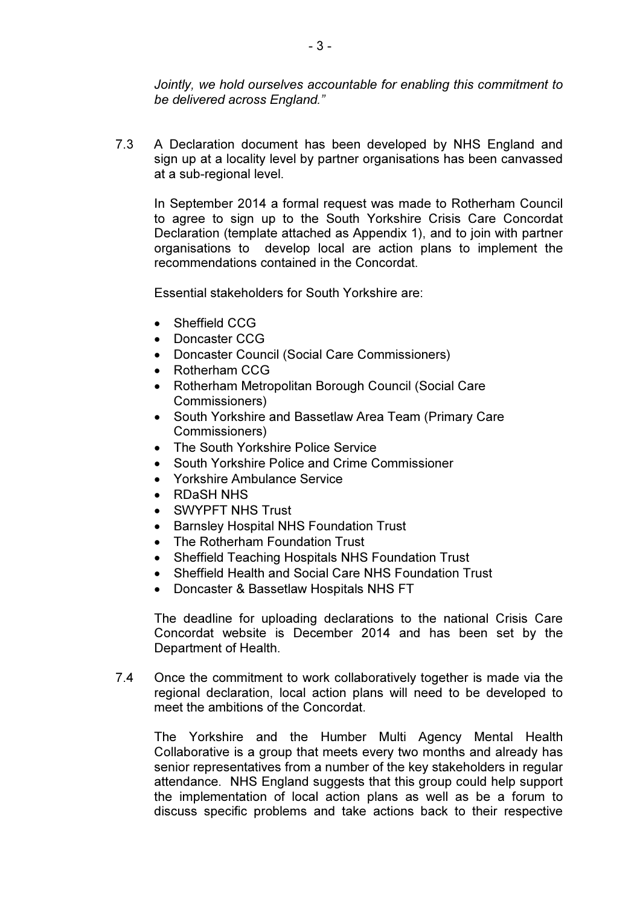*Jointly, we hold ourselves accountable for enabling this commitment to be delivered across England."*

7.3 A Declaration document has been developed by NHS England and sign up at a locality level by partner organisations has been canvassed at a sub-regional level.

In September 2014 a formal request was made to Rotherham Council to agree to sign up to the South Yorkshire Crisis Care Concordat Declaration (template attached as Appendix 1), and to join with partner organisations to develop local are action plans to implement the recommendations contained in the Concordat.

Essential stakeholders for South Yorkshire are:

- Sheffield CCG
- Doncaster CCG
- Doncaster Council (Social Care Commissioners)
- Rotherham CCG
- Rotherham Metropolitan Borough Council (Social Care Commissioners)
- South Yorkshire and Bassetlaw Area Team (Primary Care Commissioners)
- The South Yorkshire Police Service
- South Yorkshire Police and Crime Commissioner
- Yorkshire Ambulance Service
- RDaSH NHS
- SWYPFT NHS Trust
- Barnsley Hospital NHS Foundation Trust
- The Rotherham Foundation Trust
- Sheffield Teaching Hospitals NHS Foundation Trust
- Sheffield Health and Social Care NHS Foundation Trust
- Doncaster & Bassetlaw Hospitals NHS FT

The deadline for uploading declarations to the national Crisis Care Concordat website is December 2014 and has been set by the Department of Health.

7.4 Once the commitment to work collaboratively together is made via the regional declaration, local action plans will need to be developed to meet the ambitions of the Concordat.

The Yorkshire and the Humber Multi Agency Mental Health Collaborative is a group that meets every two months and already has senior representatives from a number of the key stakeholders in regular attendance. NHS England suggests that this group could help support the implementation of local action plans as well as be a forum to discuss specific problems and take actions back to their respective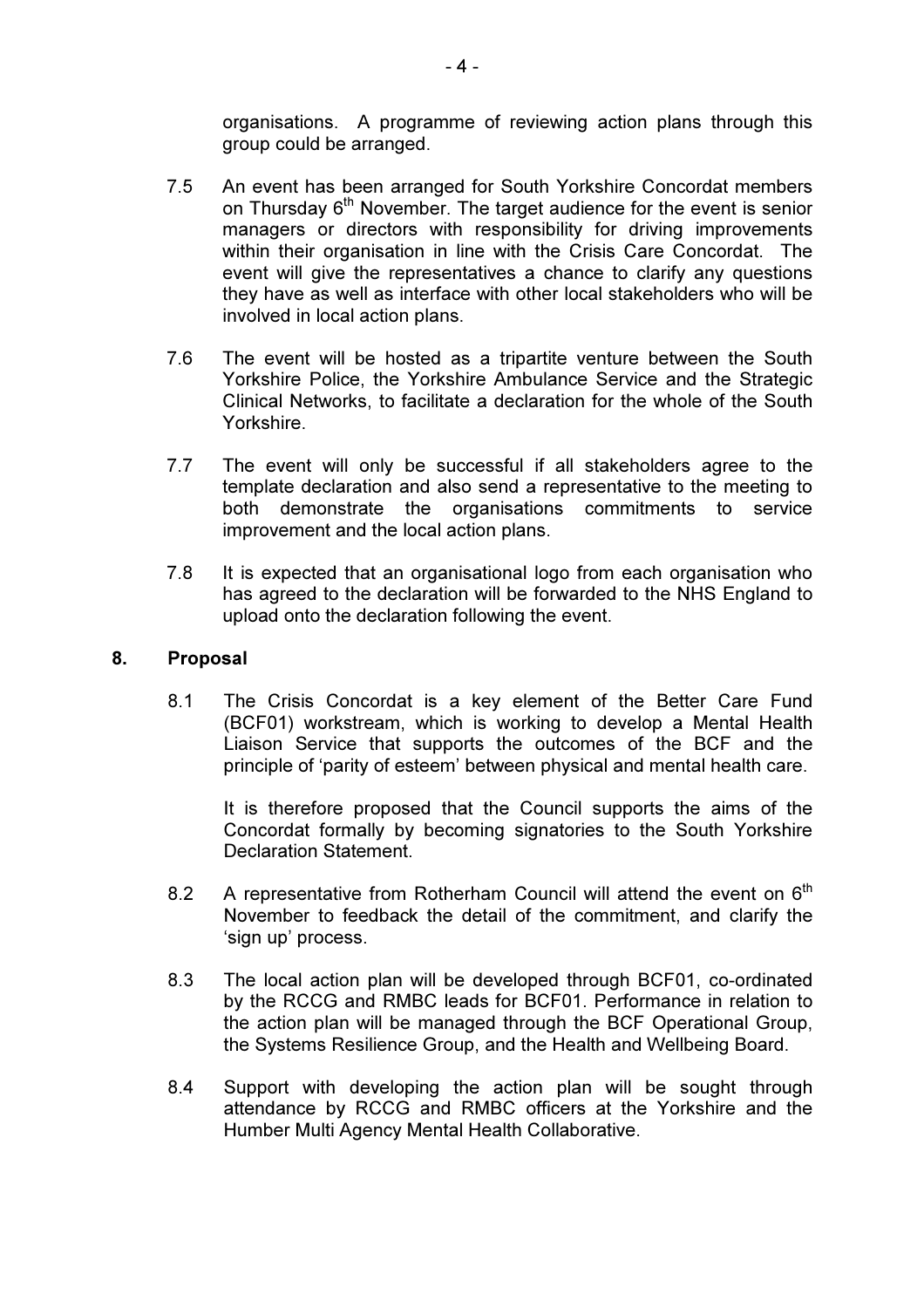organisations. A programme of reviewing action plans through this group could be arranged.

7.5 An event has been arranged for South Yorkshire Concordat members on Thursday 6th November. The target audience for the event is senior managers or directors with responsibility for driving improvements within their organisation in line with the Crisis Care Concordat. The event will give the representatives a chance to clarify any questions they have as well as interface with other local stakeholders who will be involved in local action plans.

7.6 The event will be hosted as a tripartite venture between the South Yorkshire Police, the Yorkshire Ambulance Service and the Strategic Clinical Networks, to facilitate a declaration for the whole of the South Yorkshire.

7.7 The event will only be successful if all stakeholders agree to the template declaration and also send a representative to the meeting to both demonstrate the organisations commitments to service improvement and the local action plans.

7.8 It is expected that an organisational logo from each organisation who has agreed to the declaration will be forwarded to the NHS England to upload onto the declaration following the event.

## 8. Proposal

8.1 The Crisis Concordat is a key element of the Better Care Fund (BCF01) workstream, which is working to develop a Mental Health Liaison Service that supports the outcomes of the BCF and the principle of 'parity of esteem' between physical and mental health care.

It is therefore proposed that the Council supports the aims of the Concordat formally by becoming signatories to the South Yorkshire Declaration Statement.

8.2 A representative from Rotherham Council will attend the event on 6th November to feedback the detail of the commitment, and clarify the 'sign up' process.

8.3 The local action plan will be developed through BCF01, co-ordinated by the RCCG and RMBC leads for BCF01. Performance in relation to the action plan will be managed through the BCF Operational Group, the Systems Resilience Group, and the Health and Wellbeing Board.

8.4 Support with developing the action plan will be sought through attendance by RCCG and RMBC officers at the Yorkshire and the Humber Multi Agency Mental Health Collaborative.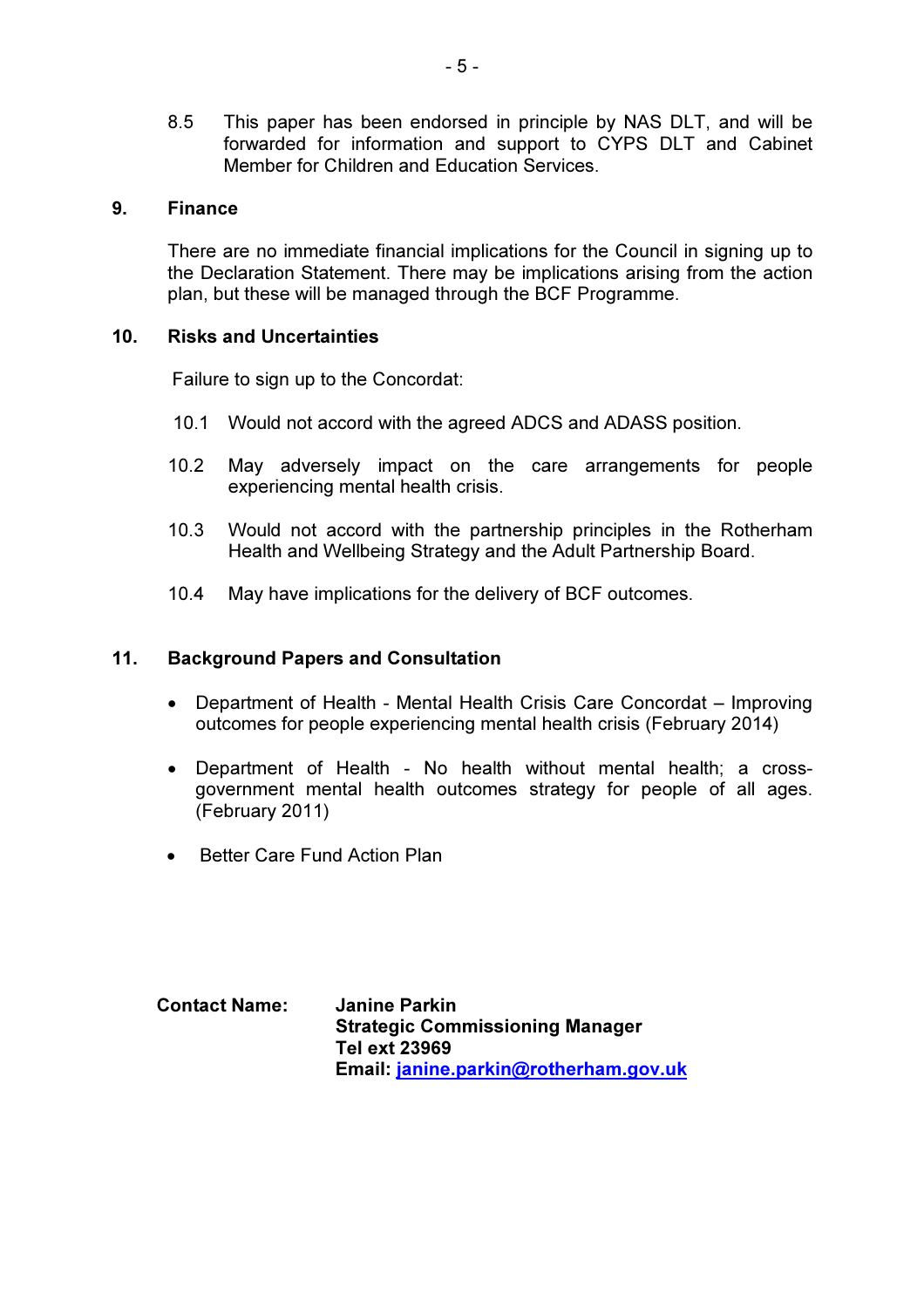8.5 This paper has been endorsed in principle by NAS DLT, and will be forwarded for information and support to CYPS DLT and Cabinet Member for Children and Education Services.

## 9. Finance

There are no immediate financial implications for the Council in signing up to the Declaration Statement. There may be implications arising from the action plan, but these will be managed through the BCF Programme.

## 10. Risks and Uncertainties

Failure to sign up to the Concordat:

10.1 Would not accord with the agreed ADCS and ADASS position.

10.2 May adversely impact on the care arrangements for people experiencing mental health crisis.

10.3 Would not accord with the partnership principles in the Rotherham Health and Wellbeing Strategy and the Adult Partnership Board.

10.4 May have implications for the delivery of BCF outcomes.

## 11. Background Papers and Consultation

- Department of Health - Mental Health Crisis Care Concordat – Improving outcomes for people experiencing mental health crisis (February 2014)
- Department of Health - No health without mental health; a cross-government mental health outcomes strategy for people of all ages. (February 2011)
- Better Care Fund Action Plan

**Contact Name:** **Janine Parkin**
**Strategic Commissioning Manager**
**Tel ext 23969**
**Email: janine.parkin@rotherham.gov.uk**